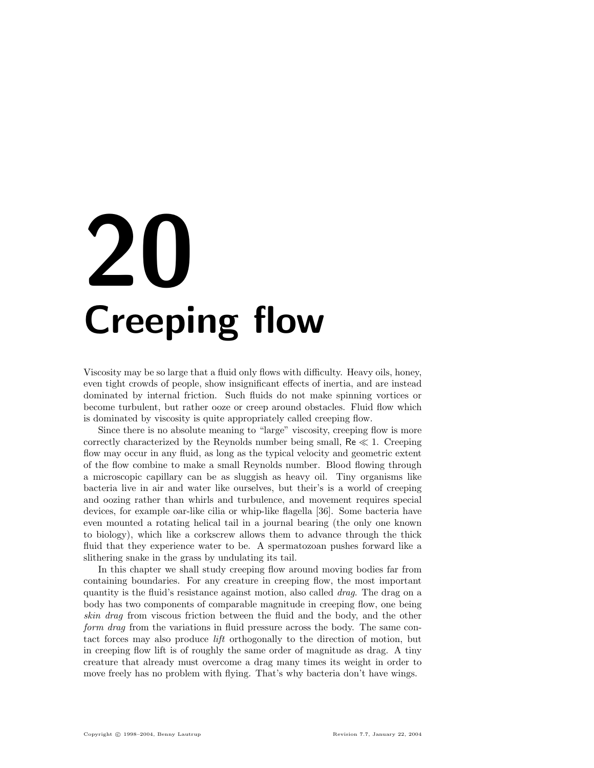# 20 Creeping flow

Viscosity may be so large that a fluid only flows with difficulty. Heavy oils, honey, even tight crowds of people, show insignificant effects of inertia, and are instead dominated by internal friction. Such fluids do not make spinning vortices or become turbulent, but rather ooze or creep around obstacles. Fluid flow which is dominated by viscosity is quite appropriately called creeping flow.

Since there is no absolute meaning to "large" viscosity, creeping flow is more correctly characterized by the Reynolds number being small, $\mathsf{Re} \ll 1$. Creeping flow may occur in any fluid, as long as the typical velocity and geometric extent of the flow combine to make a small Reynolds number. Blood flowing through a microscopic capillary can be as sluggish as heavy oil. Tiny organisms like bacteria live in air and water like ourselves, but their's is a world of creeping and oozing rather than whirls and turbulence, and movement requires special devices, for example oar-like cilia or whip-like flagella [36]. Some bacteria have even mounted a rotating helical tail in a journal bearing (the only one known to biology), which like a corkscrew allows them to advance through the thick fluid that they experience water to be. A spermatozoan pushes forward like a slithering snake in the grass by undulating its tail.

In this chapter we shall study creeping flow around moving bodies far from containing boundaries. For any creature in creeping flow, the most important quantity is the fluid's resistance against motion, also called *drag*. The drag on a body has two components of comparable magnitude in creeping flow, one being *skin drag* from viscous friction between the fluid and the body, and the other *form drag* from the variations in fluid pressure across the body. The same contact forces may also produce *lift* orthogonally to the direction of motion, but in creeping flow lift is of roughly the same order of magnitude as drag. A tiny creature that already must overcome a drag many times its weight in order to move freely has no problem with flying. That's why bacteria don't have wings.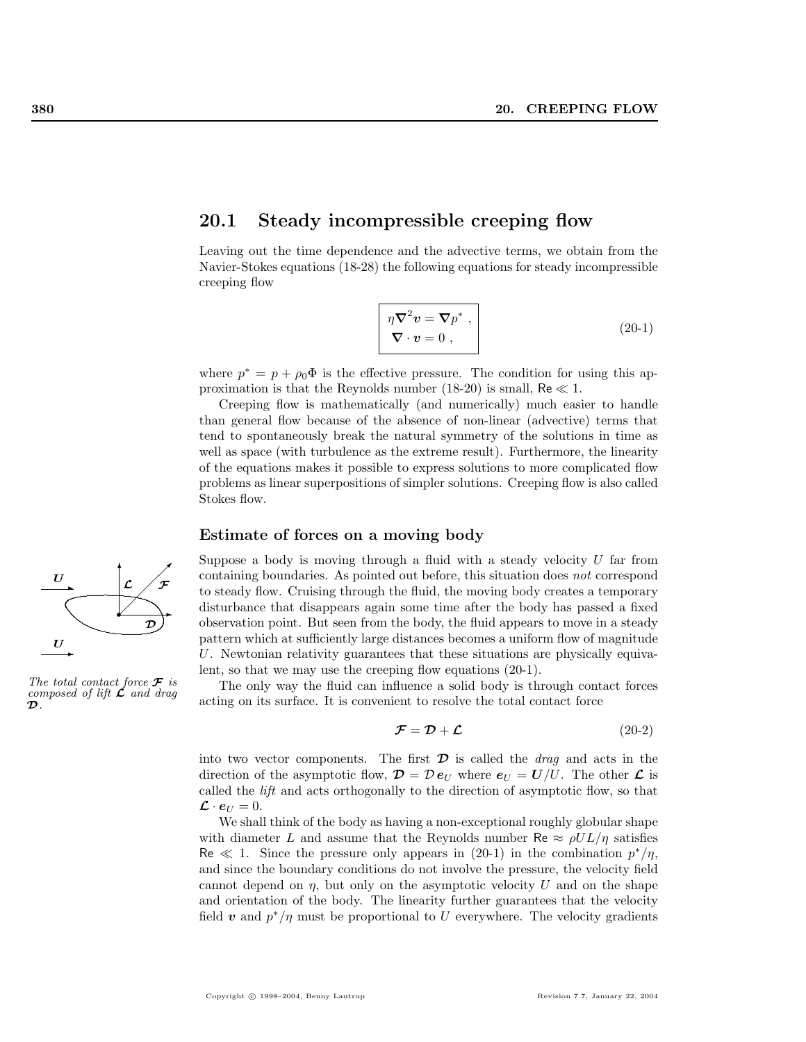## 20.1 Steady incompressible creeping flow

Leaving out the time dependence and the advective terms, we obtain from the Navier-Stokes equations (18-28) the following equations for steady incompressible creeping flow

$$\boxed{\begin{aligned} &\eta \nabla^2 \boldsymbol{v} = \nabla p^* \ , \\ &\nabla \cdot \boldsymbol{v} = 0 \ , \end{aligned}} \tag{20-1}$$

where $p^* = p + \rho_0 \Phi$ is the effective pressure. The condition for using this approximation is that the Reynolds number (18-20) is small, $\mathsf{Re} \ll 1$.

Creeping flow is mathematically (and numerically) much easier to handle than general flow because of the absence of non-linear (advective) terms that tend to spontaneously break the natural symmetry of the solutions in time as well as space (with turbulence as the extreme result). Furthermore, the linearity of the equations makes it possible to express solutions to more complicated flow problems as linear superpositions of simpler solutions. Creeping flow is also called Stokes flow.

### Estimate of forces on a moving body

Suppose a body is moving through a fluid with a steady velocity $U$ far from containing boundaries. As pointed out before, this situation does *not* correspond to steady flow. Cruising through the fluid, the moving body creates a temporary disturbance that disappears again some time after the body has passed a fixed observation point. But seen from the body, the fluid appears to move in a steady pattern which at sufficiently large distances becomes a uniform flow of magnitude $U$. Newtonian relativity guarantees that these situations are physically equivalent, so that we may use the creeping flow equations (20-1).

*The total contact force $\boldsymbol{\mathcal{F}}$ is composed of lift $\boldsymbol{\mathcal{L}}$ and drag $\boldsymbol{\mathcal{D}}$.*

The only way the fluid can influence a solid body is through contact forces acting on its surface. It is convenient to resolve the total contact force

$$\boldsymbol{\mathcal{F}} = \boldsymbol{\mathcal{D}} + \boldsymbol{\mathcal{L}} \tag{20-2}$$

into two vector components. The first $\boldsymbol{\mathcal{D}}$ is called the *drag* and acts in the direction of the asymptotic flow, $\boldsymbol{\mathcal{D}} = \mathcal{D}\, \boldsymbol{e}_U$ where $\boldsymbol{e}_U = \boldsymbol{U}/U$. The other $\boldsymbol{\mathcal{L}}$ is called the *lift* and acts orthogonally to the direction of asymptotic flow, so that $\boldsymbol{\mathcal{L}} \cdot \boldsymbol{e}_U = 0$.

We shall think of the body as having a non-exceptional roughly globular shape with diameter $L$ and assume that the Reynolds number $\mathsf{Re} \approx \rho U L/\eta$ satisfies $\mathsf{Re} \ll 1$. Since the pressure only appears in (20-1) in the combination $p^*/\eta$, and since the boundary conditions do not involve the pressure, the velocity field cannot depend on $\eta$, but only on the asymptotic velocity $U$ and on the shape and orientation of the body. The linearity further guarantees that the velocity field $\boldsymbol{v}$ and $p^*/\eta$ must be proportional to $U$ everywhere. The velocity gradients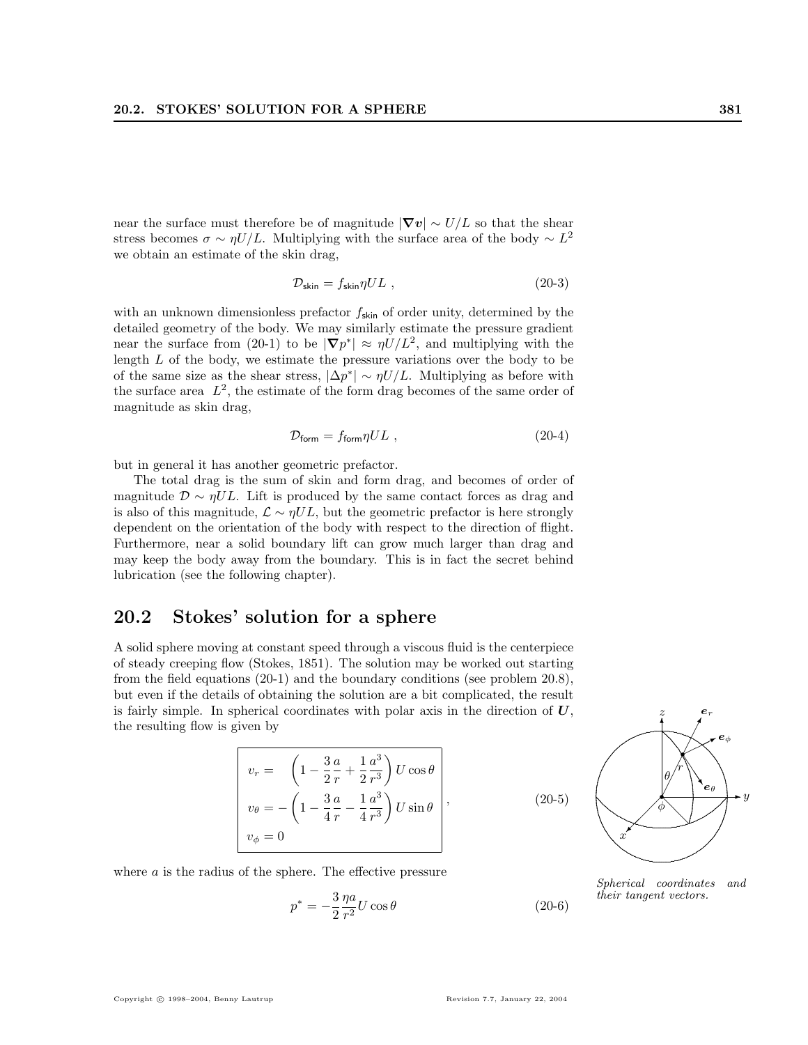near the surface must therefore be of magnitude $|\nabla v| \sim U/L$ so that the shear stress becomes $\sigma \sim \eta U/L$. Multiplying with the surface area of the body $\sim L^2$ we obtain an estimate of the skin drag,

$$\mathcal{D}_{\mathsf{skin}} = f_{\mathsf{skin}} \eta U L \ , \tag{20-3}$$

with an unknown dimensionless prefactor $f_{\mathsf{skin}}$ of order unity, determined by the detailed geometry of the body. We may similarly estimate the pressure gradient near the surface from (20-1) to be $|\nabla p^*| \approx \eta U/L^2$, and multiplying with the length $L$ of the body, we estimate the pressure variations over the body to be of the same size as the shear stress, $|\Delta p^*| \sim \eta U/L$. Multiplying as before with the surface area $L^2$, the estimate of the form drag becomes of the same order of magnitude as skin drag,

$$\mathcal{D}_{\mathsf{form}} = f_{\mathsf{form}} \eta U L \ , \tag{20-4}$$

but in general it has another geometric prefactor.

The total drag is the sum of skin and form drag, and becomes of order of magnitude $\mathcal{D} \sim \eta U L$. Lift is produced by the same contact forces as drag and is also of this magnitude, $\mathcal{L} \sim \eta U L$, but the geometric prefactor is here strongly dependent on the orientation of the body with respect to the direction of flight. Furthermore, near a solid boundary lift can grow much larger than drag and may keep the body away from the boundary. This is in fact the secret behind lubrication (see the following chapter).

## 20.2 Stokes' solution for a sphere

A solid sphere moving at constant speed through a viscous fluid is the centerpiece of steady creeping flow (Stokes, 1851). The solution may be worked out starting from the field equations (20-1) and the boundary conditions (see problem 20.8), but even if the details of obtaining the solution are a bit complicated, the result is fairly simple. In spherical coordinates with polar axis in the direction of $\boldsymbol{U}$, the resulting flow is given by

$$\boxed{\begin{aligned} v_r &= \left(1 - \frac{3}{2}\frac{a}{r} + \frac{1}{2}\frac{a^3}{r^3}\right) U\cos\theta \\ v_\theta &= -\left(1 - \frac{3}{4}\frac{a}{r} - \frac{1}{4}\frac{a^3}{r^3}\right) U\sin\theta \\ v_\phi &= 0 \end{aligned}} \ , \tag{20-5}$$

*Spherical coordinates and their tangent vectors.*

where $a$ is the radius of the sphere. The effective pressure

$$p^* = -\frac{3}{2}\frac{\eta a}{r^2} U\cos\theta \tag{20-6}$$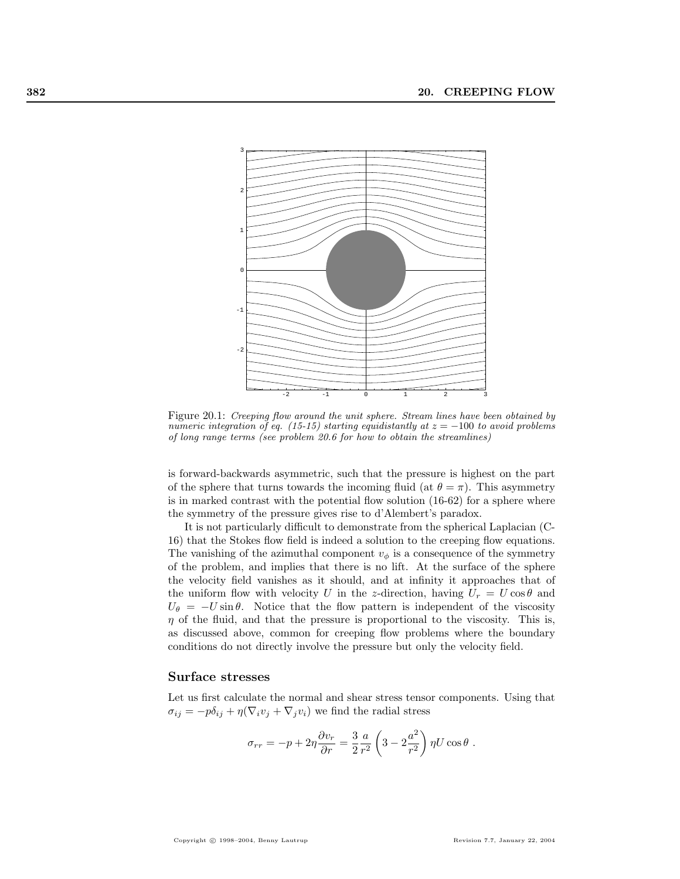Figure 20.1: *Creeping flow around the unit sphere. Stream lines have been obtained by numeric integration of eq. (15-15) starting equidistantly at $z = -100$ to avoid problems of long range terms (see problem 20.6 for how to obtain the streamlines)*

is forward-backwards asymmetric, such that the pressure is highest on the part of the sphere that turns towards the incoming fluid (at $\theta = \pi$). This asymmetry is in marked contrast with the potential flow solution (16-62) for a sphere where the symmetry of the pressure gives rise to d'Alembert's paradox.

It is not particularly difficult to demonstrate from the spherical Laplacian (C-16) that the Stokes flow field is indeed a solution to the creeping flow equations. The vanishing of the azimuthal component $v_\phi$ is a consequence of the symmetry of the problem, and implies that there is no lift. At the surface of the sphere the velocity field vanishes as it should, and at infinity it approaches that of the uniform flow with velocity $U$ in the $z$-direction, having $U_r = U\cos\theta$ and $U_\theta = -U\sin\theta$. Notice that the flow pattern is independent of the viscosity $\eta$ of the fluid, and that the pressure is proportional to the viscosity. This is, as discussed above, common for creeping flow problems where the boundary conditions do not directly involve the pressure but only the velocity field.

### Surface stresses

Let us first calculate the normal and shear stress tensor components. Using that $\sigma_{ij} = -p\delta_{ij} + \eta(\nabla_i v_j + \nabla_j v_i)$ we find the radial stress

$$\sigma_{rr} = -p + 2\eta \frac{\partial v_r}{\partial r} = \frac{3}{2}\frac{a}{r^2}\left(3 - 2\frac{a^2}{r^2}\right)\eta U\cos\theta \ .$$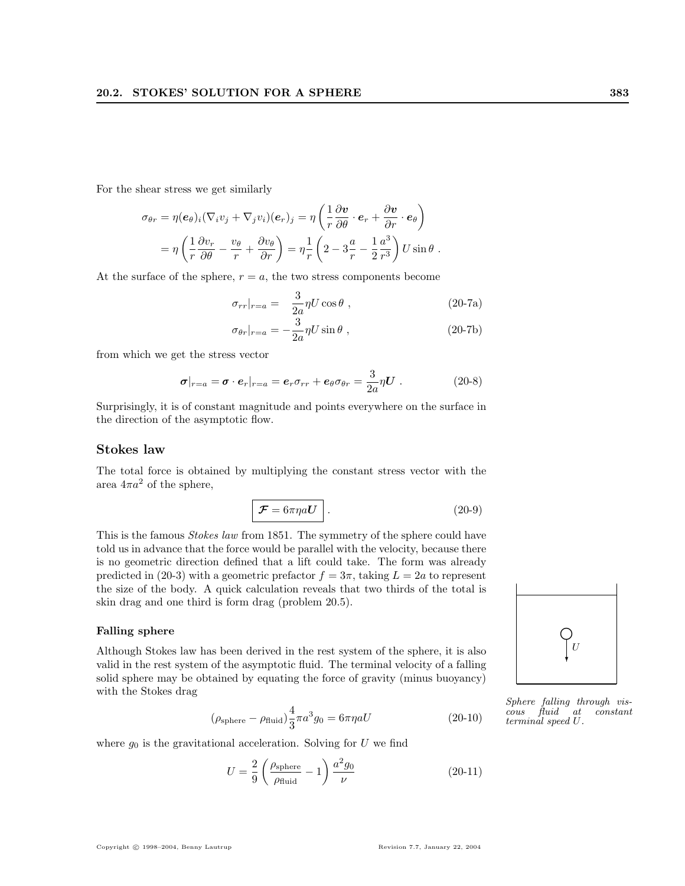For the shear stress we get similarly

$$\sigma_{\theta r} = \eta(\boldsymbol{e}_\theta)_i(\nabla_i v_j + \nabla_j v_i)(\boldsymbol{e}_r)_j = \eta\left(\frac{1}{r}\frac{\partial \boldsymbol{v}}{\partial \theta}\cdot \boldsymbol{e}_r + \frac{\partial \boldsymbol{v}}{\partial r}\cdot \boldsymbol{e}_\theta\right)$$

$$= \eta\left(\frac{1}{r}\frac{\partial v_r}{\partial \theta} - \frac{v_\theta}{r} + \frac{\partial v_\theta}{\partial r}\right) = \eta\frac{1}{r}\left(2 - 3\frac{a}{r} - \frac{1}{2}\frac{a^3}{r^3}\right)U\sin\theta \ .$$

At the surface of the sphere, $r = a$, the two stress components become

$$\sigma_{rr}|_{r=a} = \frac{3}{2a}\eta U\cos\theta \ , \tag{20-7a}$$

$$\sigma_{\theta r}|_{r=a} = -\frac{3}{2a}\eta U\sin\theta \ , \tag{20-7b}$$

from which we get the stress vector

$$\boldsymbol{\sigma}|_{r=a} = \boldsymbol{\sigma}\cdot\boldsymbol{e}_r|_{r=a} = \boldsymbol{e}_r\sigma_{rr} + \boldsymbol{e}_\theta\sigma_{\theta r} = \frac{3}{2a}\eta\boldsymbol{U} \ . \tag{20-8}$$

Surprisingly, it is of constant magnitude and points everywhere on the surface in the direction of the asymptotic flow.

## Stokes law

The total force is obtained by multiplying the constant stress vector with the area $4\pi a^2$ of the sphere,

$$\boxed{\boldsymbol{\mathcal{F}} = 6\pi\eta a\boldsymbol{U}} \ . \tag{20-9}$$

This is the famous *Stokes law* from 1851. The symmetry of the sphere could have told us in advance that the force would be parallel with the velocity, because there is no geometric direction defined that a lift could take. The form was already predicted in (20-3) with a geometric prefactor $f = 3\pi$, taking $L = 2a$ to represent the size of the body. A quick calculation reveals that two thirds of the total is skin drag and one third is form drag (problem 20.5).

### Falling sphere

Although Stokes law has been derived in the rest system of the sphere, it is also valid in the rest system of the asymptotic fluid. The terminal velocity of a falling solid sphere may be obtained by equating the force of gravity (minus buoyancy) with the Stokes drag

$$(\rho_{\text{sphere}} - \rho_{\text{fluid}})\frac{4}{3}\pi a^3 g_0 = 6\pi\eta a U \tag{20-10}$$

where $g_0$ is the gravitational acceleration. Solving for $U$ we find

$$U = \frac{2}{9}\left(\frac{\rho_{\text{sphere}}}{\rho_{\text{fluid}}} - 1\right)\frac{a^2 g_0}{\nu} \tag{20-11}$$

*Sphere falling through viscous fluid at constant terminal speed $U$.*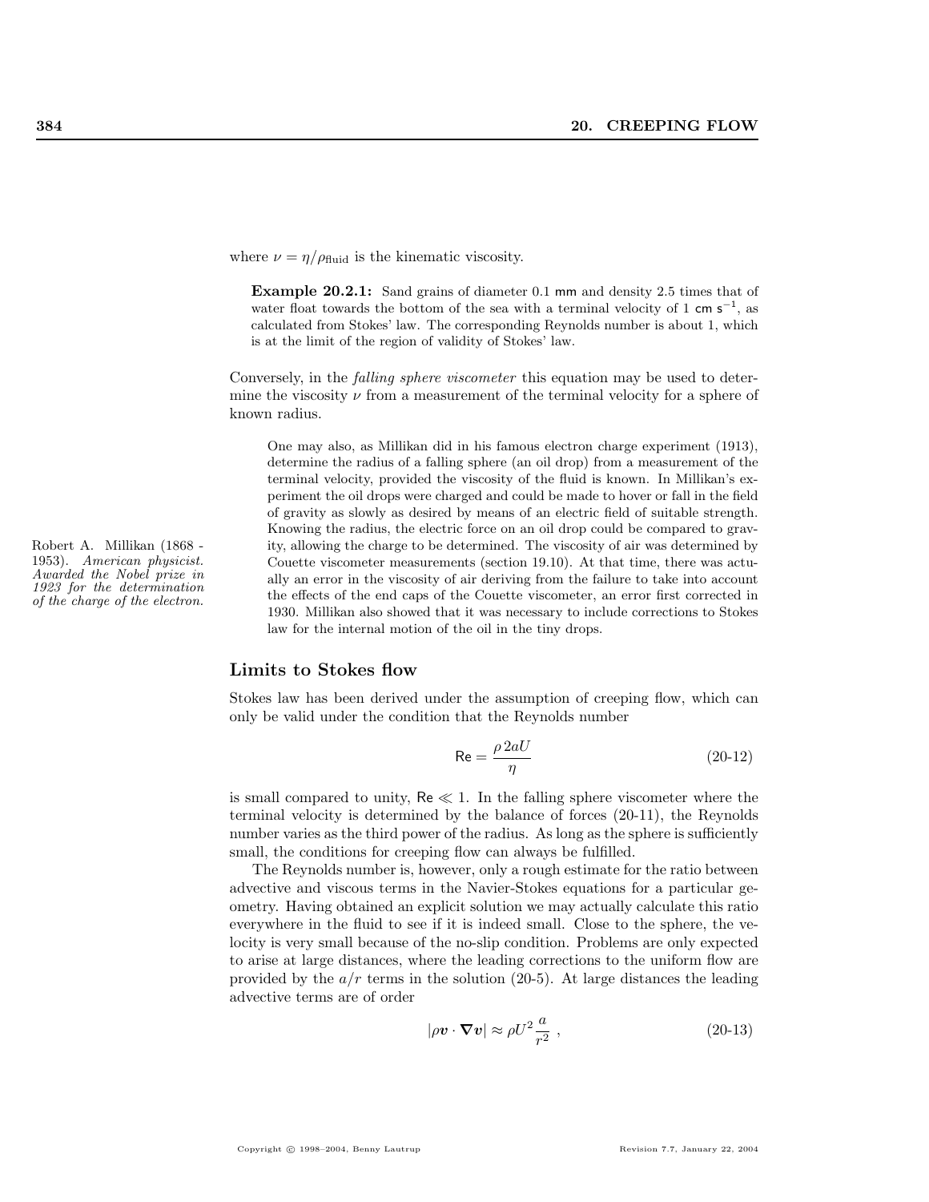where $\nu = \eta/\rho_{\text{fluid}}$ is the kinematic viscosity.

> **Example 20.2.1:** Sand grains of diameter 0.1 mm and density 2.5 times that of water float towards the bottom of the sea with a terminal velocity of 1 $\text{cm s}^{-1}$, as calculated from Stokes' law. The corresponding Reynolds number is about 1, which is at the limit of the region of validity of Stokes' law.

Conversely, in the *falling sphere viscometer* this equation may be used to determine the viscosity $\nu$ from a measurement of the terminal velocity for a sphere of known radius.

> One may also, as Millikan did in his famous electron charge experiment (1913), determine the radius of a falling sphere (an oil drop) from a measurement of the terminal velocity, provided the viscosity of the fluid is known. In Millikan's experiment the oil drops were charged and could be made to hover or fall in the field of gravity as slowly as desired by means of an electric field of suitable strength. Knowing the radius, the electric force on an oil drop could be compared to gravity, allowing the charge to be determined. The viscosity of air was determined by Couette viscometer measurements (section 19.10). At that time, there was actually an error in the viscosity of air deriving from the failure to take into account the effects of the end caps of the Couette viscometer, an error first corrected in 1930. Millikan also showed that it was necessary to include corrections to Stokes law for the internal motion of the oil in the tiny drops.

Robert A. Millikan (1868 - 1953). *American physicist. Awarded the Nobel prize in 1923 for the determination of the charge of the electron.*

## Limits to Stokes flow

Stokes law has been derived under the assumption of creeping flow, which can only be valid under the condition that the Reynolds number

$$\mathsf{Re} = \frac{\rho\, 2aU}{\eta} \tag{20-12}$$

is small compared to unity, $\mathsf{Re} \ll 1$. In the falling sphere viscometer where the terminal velocity is determined by the balance of forces (20-11), the Reynolds number varies as the third power of the radius. As long as the sphere is sufficiently small, the conditions for creeping flow can always be fulfilled.

The Reynolds number is, however, only a rough estimate for the ratio between advective and viscous terms in the Navier-Stokes equations for a particular geometry. Having obtained an explicit solution we may actually calculate this ratio everywhere in the fluid to see if it is indeed small. Close to the sphere, the velocity is very small because of the no-slip condition. Problems are only expected to arise at large distances, where the leading corrections to the uniform flow are provided by the $a/r$ terms in the solution (20-5). At large distances the leading advective terms are of order

$$|\rho \boldsymbol{v} \cdot \boldsymbol{\nabla} \boldsymbol{v}| \approx \rho U^2 \frac{a}{r^2} \ , \tag{20-13}$$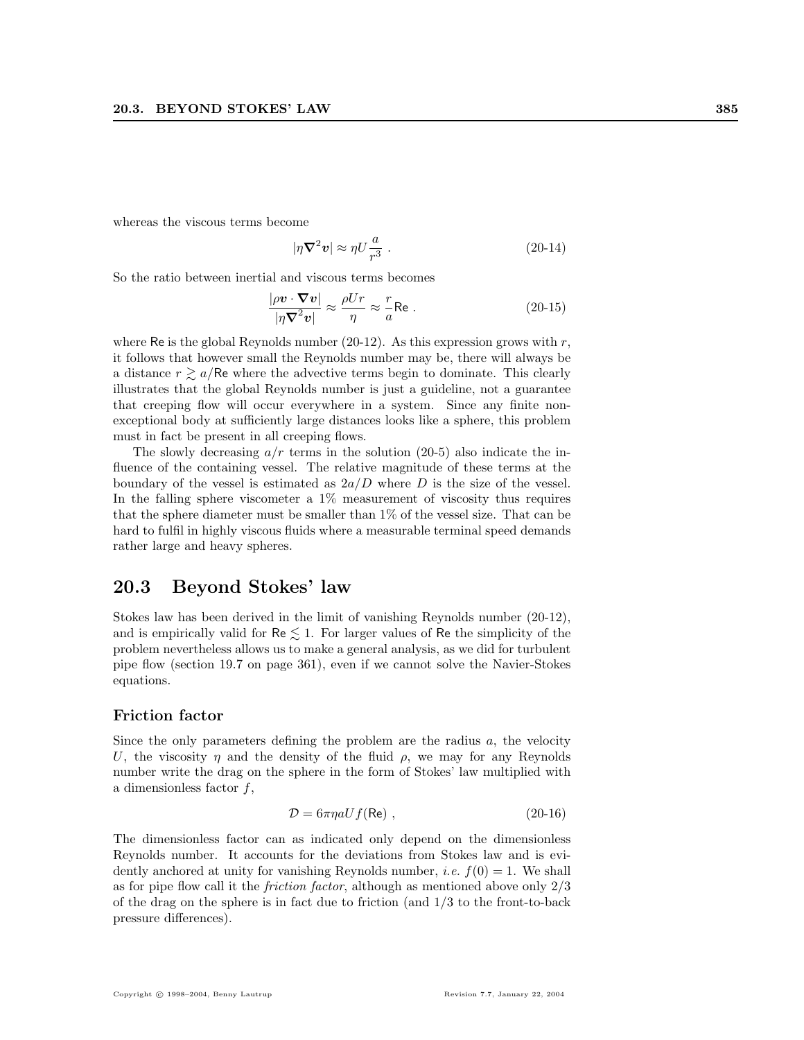whereas the viscous terms become

$$|\eta \nabla^2 \boldsymbol{v}| \approx \eta U \frac{a}{r^3} \ . \tag{20-14}$$

So the ratio between inertial and viscous terms becomes

$$\frac{|\rho \boldsymbol{v} \cdot \nabla \boldsymbol{v}|}{|\eta \nabla^2 \boldsymbol{v}|} \approx \frac{\rho U r}{\eta} \approx \frac{r}{a} \mathsf{Re} \ . \tag{20-15}$$

where $\mathsf{Re}$ is the global Reynolds number (20-12). As this expression grows with $r$, it follows that however small the Reynolds number may be, there will always be a distance $r \gtrsim a/\mathsf{Re}$ where the advective terms begin to dominate. This clearly illustrates that the global Reynolds number is just a guideline, not a guarantee that creeping flow will occur everywhere in a system. Since any finite non-exceptional body at sufficiently large distances looks like a sphere, this problem must in fact be present in all creeping flows.

The slowly decreasing $a/r$ terms in the solution (20-5) also indicate the influence of the containing vessel. The relative magnitude of these terms at the boundary of the vessel is estimated as $2a/D$ where $D$ is the size of the vessel. In the falling sphere viscometer a 1% measurement of viscosity thus requires that the sphere diameter must be smaller than 1% of the vessel size. That can be hard to fulfil in highly viscous fluids where a measurable terminal speed demands rather large and heavy spheres.

## 20.3 Beyond Stokes' law

Stokes law has been derived in the limit of vanishing Reynolds number (20-12), and is empirically valid for $\mathsf{Re} \lesssim 1$. For larger values of $\mathsf{Re}$ the simplicity of the problem nevertheless allows us to make a general analysis, as we did for turbulent pipe flow (section 19.7 on page 361), even if we cannot solve the Navier-Stokes equations.

### Friction factor

Since the only parameters defining the problem are the radius $a$, the velocity $U$, the viscosity $\eta$ and the density of the fluid $\rho$, we may for any Reynolds number write the drag on the sphere in the form of Stokes' law multiplied with a dimensionless factor $f$,

$$\mathcal{D} = 6\pi\eta a U f(\mathsf{Re}) \ , \tag{20-16}$$

The dimensionless factor can as indicated only depend on the dimensionless Reynolds number. It accounts for the deviations from Stokes law and is evidently anchored at unity for vanishing Reynolds number, *i.e.* $f(0) = 1$. We shall as for pipe flow call it the *friction factor*, although as mentioned above only 2/3 of the drag on the sphere is in fact due to friction (and 1/3 to the front-to-back pressure differences).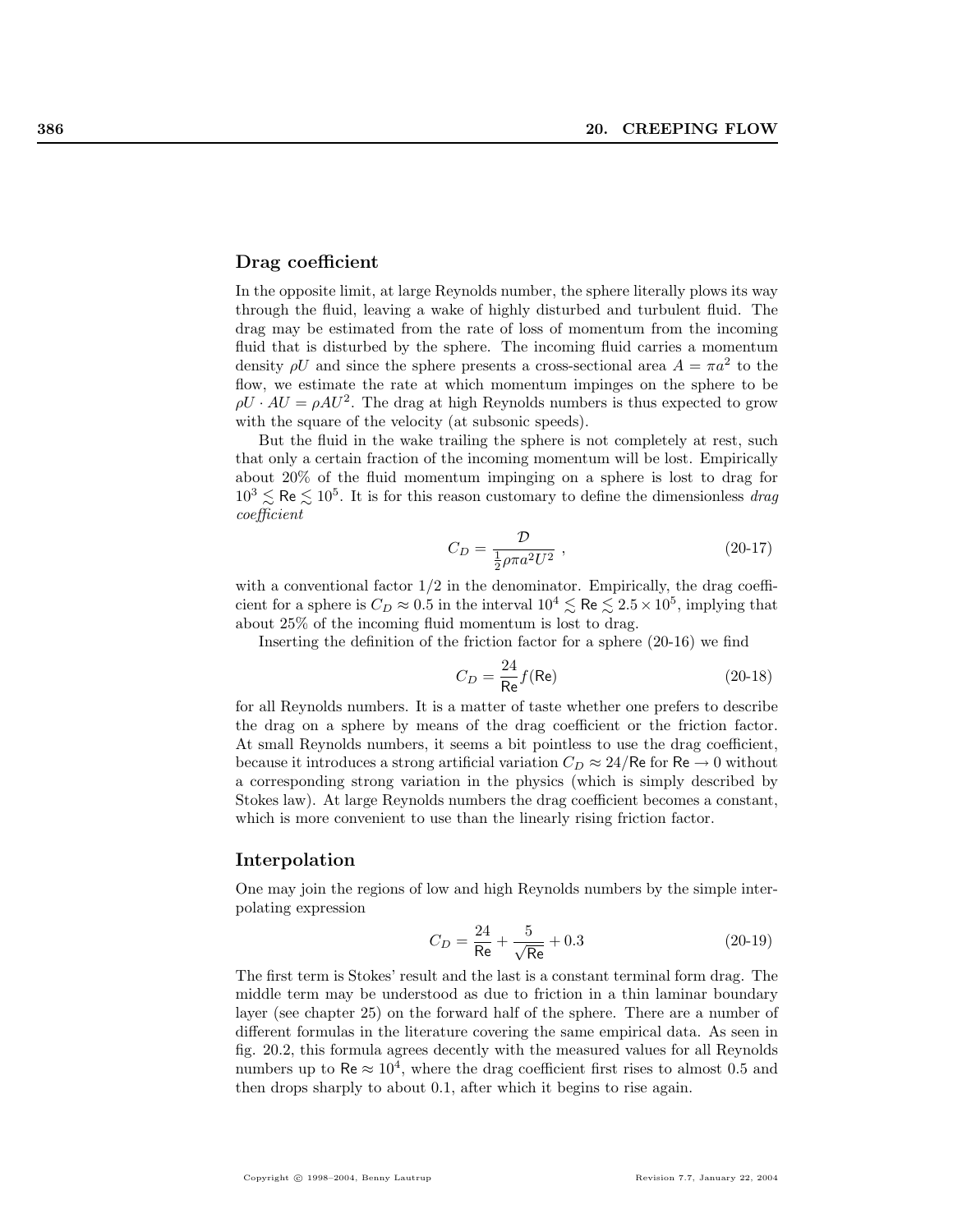## Drag coefficient

In the opposite limit, at large Reynolds number, the sphere literally plows its way through the fluid, leaving a wake of highly disturbed and turbulent fluid. The drag may be estimated from the rate of loss of momentum from the incoming fluid that is disturbed by the sphere. The incoming fluid carries a momentum density $\rho U$ and since the sphere presents a cross-sectional area $A = \pi a^2$ to the flow, we estimate the rate at which momentum impinges on the sphere to be $\rho U \cdot AU = \rho A U^2$. The drag at high Reynolds numbers is thus expected to grow with the square of the velocity (at subsonic speeds).

But the fluid in the wake trailing the sphere is not completely at rest, such that only a certain fraction of the incoming momentum will be lost. Empirically about 20% of the fluid momentum impinging on a sphere is lost to drag for $10^3 \lesssim \mathsf{Re} \lesssim 10^5$. It is for this reason customary to define the dimensionless *drag coefficient*

$$C_D = \frac{\mathcal{D}}{\frac{1}{2}\rho\pi a^2 U^2} \ , \tag{20-17}$$

with a conventional factor 1/2 in the denominator. Empirically, the drag coefficient for a sphere is $C_D \approx 0.5$ in the interval $10^4 \lesssim \mathsf{Re} \lesssim 2.5 \times 10^5$, implying that about 25% of the incoming fluid momentum is lost to drag.

Inserting the definition of the friction factor for a sphere (20-16) we find

$$C_D = \frac{24}{\mathsf{Re}} f(\mathsf{Re}) \tag{20-18}$$

for all Reynolds numbers. It is a matter of taste whether one prefers to describe the drag on a sphere by means of the drag coefficient or the friction factor. At small Reynolds numbers, it seems a bit pointless to use the drag coefficient, because it introduces a strong artificial variation $C_D \approx 24/\mathsf{Re}$ for $\mathsf{Re} \to 0$ without a corresponding strong variation in the physics (which is simply described by Stokes law). At large Reynolds numbers the drag coefficient becomes a constant, which is more convenient to use than the linearly rising friction factor.

## Interpolation

One may join the regions of low and high Reynolds numbers by the simple interpolating expression

$$C_D = \frac{24}{\mathsf{Re}} + \frac{5}{\sqrt{\mathsf{Re}}} + 0.3 \tag{20-19}$$

The first term is Stokes' result and the last is a constant terminal form drag. The middle term may be understood as due to friction in a thin laminar boundary layer (see chapter 25) on the forward half of the sphere. There are a number of different formulas in the literature covering the same empirical data. As seen in fig. 20.2, this formula agrees decently with the measured values for all Reynolds numbers up to $\mathsf{Re} \approx 10^4$, where the drag coefficient first rises to almost 0.5 and then drops sharply to about 0.1, after which it begins to rise again.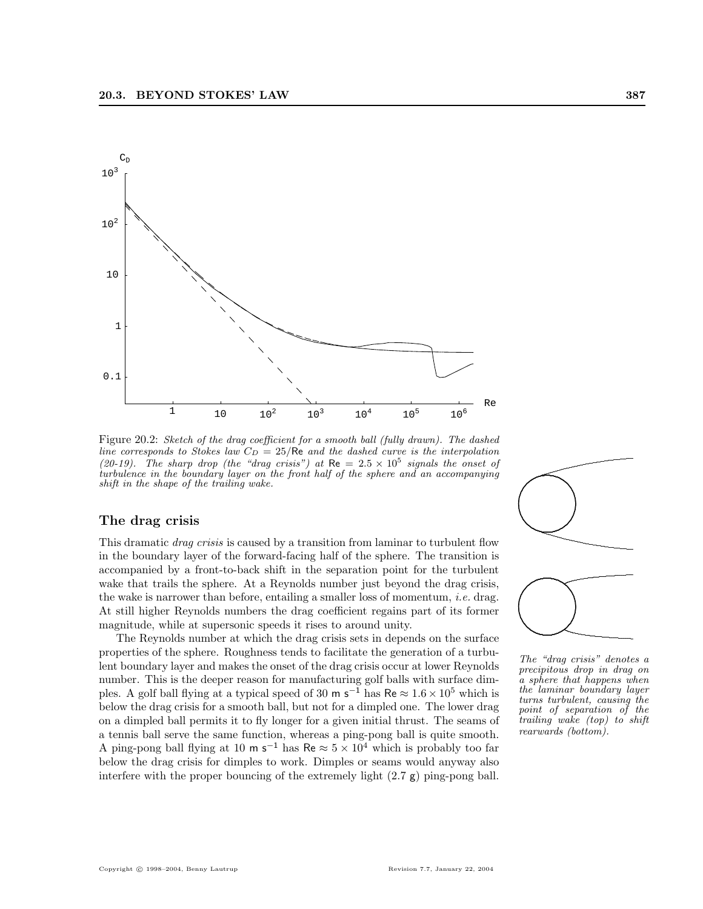Figure 20.2: *Sketch of the drag coefficient for a smooth ball (fully drawn). The dashed line corresponds to Stokes law $C_D = 25/\mathsf{Re}$ and the dashed curve is the interpolation (20-19). The sharp drop (the "drag crisis") at $\mathsf{Re} = 2.5 \times 10^5$ signals the onset of turbulence in the boundary layer on the front half of the sphere and an accompanying shift in the shape of the trailing wake.*

## The drag crisis

This dramatic *drag crisis* is caused by a transition from laminar to turbulent flow in the boundary layer of the forward-facing half of the sphere. The transition is accompanied by a front-to-back shift in the separation point for the turbulent wake that trails the sphere. At a Reynolds number just beyond the drag crisis, the wake is narrower than before, entailing a smaller loss of momentum, *i.e.* drag. At still higher Reynolds numbers the drag coefficient regains part of its former magnitude, while at supersonic speeds it rises to around unity.

The Reynolds number at which the drag crisis sets in depends on the surface properties of the sphere. Roughness tends to facilitate the generation of a turbulent boundary layer and makes the onset of the drag crisis occur at lower Reynolds number. This is the deeper reason for manufacturing golf balls with surface dimples. A golf ball flying at a typical speed of 30 $\mathsf{m\ s^{-1}}$ has $\mathsf{Re} \approx 1.6 \times 10^5$ which is below the drag crisis for a smooth ball, but not for a dimpled one. The lower drag on a dimpled ball permits it to fly longer for a given initial thrust. The seams of a tennis ball serve the same function, whereas a ping-pong ball is quite smooth. A ping-pong ball flying at 10 $\mathsf{m\ s^{-1}}$ has $\mathsf{Re} \approx 5 \times 10^4$ which is probably too far below the drag crisis for dimples to work. Dimples or seams would anyway also interfere with the proper bouncing of the extremely light (2.7 g) ping-pong ball.

*The "drag crisis" denotes a precipitous drop in drag on a sphere that happens when the laminar boundary layer turns turbulent, causing the point of separation of the trailing wake (top) to shift rearwards (bottom).*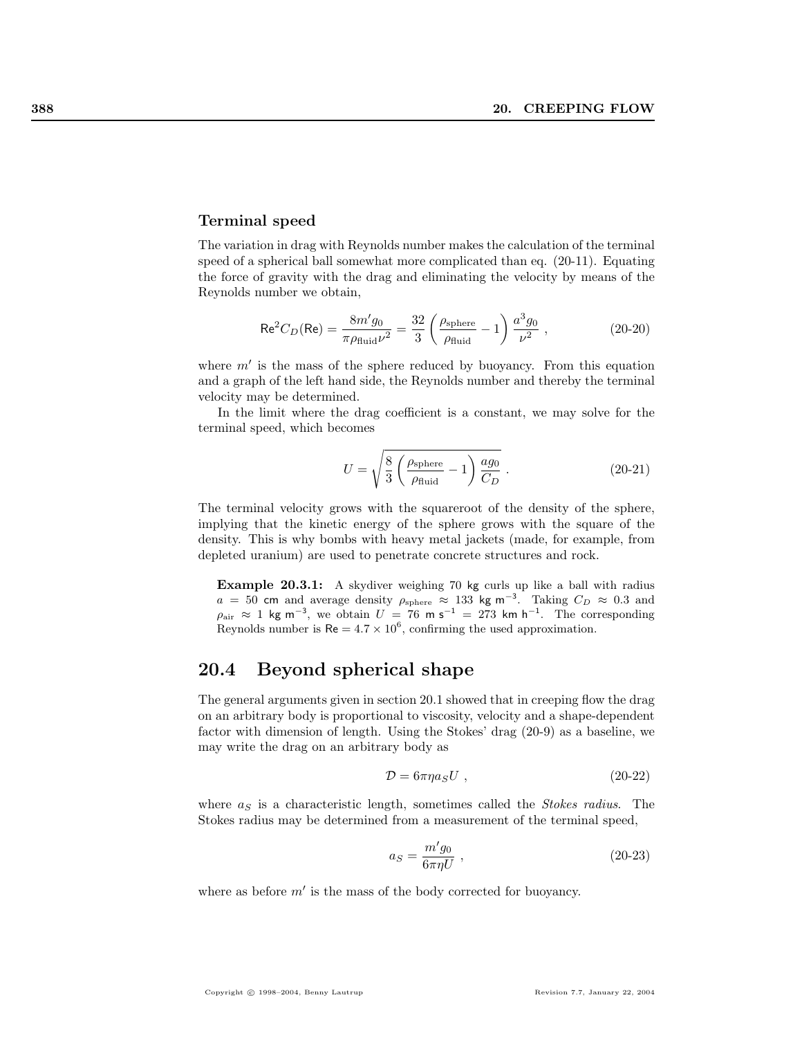### Terminal speed

The variation in drag with Reynolds number makes the calculation of the terminal speed of a spherical ball somewhat more complicated than eq. (20-11). Equating the force of gravity with the drag and eliminating the velocity by means of the Reynolds number we obtain,

$$\mathsf{Re}^2 C_D(\mathsf{Re}) = \frac{8m'g_0}{\pi\rho_{\text{fluid}}\nu^2} = \frac{32}{3}\left(\frac{\rho_{\text{sphere}}}{\rho_{\text{fluid}}} - 1\right)\frac{a^3 g_0}{\nu^2}\ , \tag{20-20}$$

where $m'$ is the mass of the sphere reduced by buoyancy. From this equation and a graph of the left hand side, the Reynolds number and thereby the terminal velocity may be determined.

In the limit where the drag coefficient is a constant, we may solve for the terminal speed, which becomes

$$U = \sqrt{\frac{8}{3}\left(\frac{\rho_{\text{sphere}}}{\rho_{\text{fluid}}} - 1\right)\frac{a g_0}{C_D}}\ . \tag{20-21}$$

The terminal velocity grows with the squareroot of the density of the sphere, implying that the kinetic energy of the sphere grows with the square of the density. This is why bombs with heavy metal jackets (made, for example, from depleted uranium) are used to penetrate concrete structures and rock.

**Example 20.3.1:** A skydiver weighing 70 kg curls up like a ball with radius $a = 50$ cm and average density $\rho_{\text{sphere}} \approx 133$ kg m$^{-3}$. Taking $C_D \approx 0.3$ and $\rho_{\text{air}} \approx 1$ kg m$^{-3}$, we obtain $U = 76$ m s$^{-1}$ $= 273$ km h$^{-1}$. The corresponding Reynolds number is $\mathsf{Re} = 4.7 \times 10^6$, confirming the used approximation.

## 20.4 Beyond spherical shape

The general arguments given in section 20.1 showed that in creeping flow the drag on an arbitrary body is proportional to viscosity, velocity and a shape-dependent factor with dimension of length. Using the Stokes' drag (20-9) as a baseline, we may write the drag on an arbitrary body as

$$\mathcal{D} = 6\pi\eta a_S U\ , \tag{20-22}$$

where $a_S$ is a characteristic length, sometimes called the *Stokes radius*. The Stokes radius may be determined from a measurement of the terminal speed,

$$a_S = \frac{m'g_0}{6\pi\eta U}\ , \tag{20-23}$$

where as before $m'$ is the mass of the body corrected for buoyancy.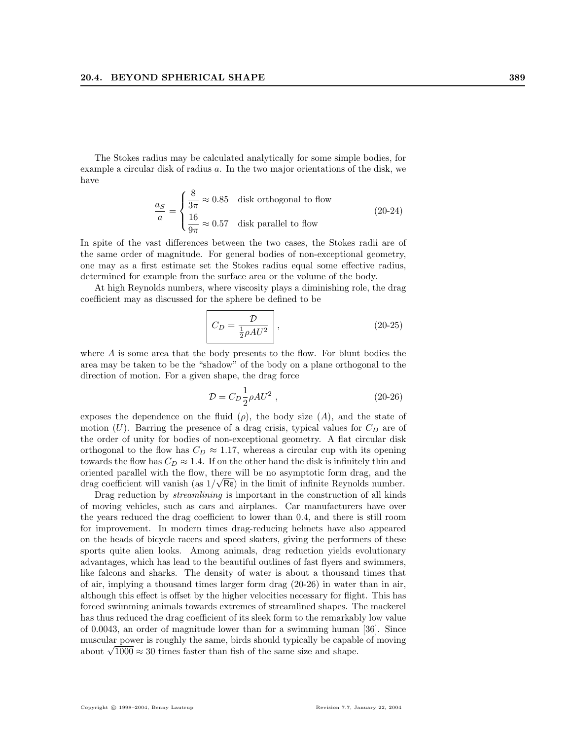The Stokes radius may be calculated analytically for some simple bodies, for example a circular disk of radius $a$. In the two major orientations of the disk, we have

$$\frac{a_S}{a} = \begin{cases} \dfrac{8}{3\pi} \approx 0.85 & \text{disk orthogonal to flow} \\ \dfrac{16}{9\pi} \approx 0.57 & \text{disk parallel to flow} \end{cases} \tag{20-24}$$

In spite of the vast differences between the two cases, the Stokes radii are of the same order of magnitude. For general bodies of non-exceptional geometry, one may as a first estimate set the Stokes radius equal some effective radius, determined for example from the surface area or the volume of the body.

At high Reynolds numbers, where viscosity plays a diminishing role, the drag coefficient may as discussed for the sphere be defined to be

$$\boxed{C_D = \frac{\mathcal{D}}{\frac{1}{2}\rho A U^2}} \,, \tag{20-25}$$

where $A$ is some area that the body presents to the flow. For blunt bodies the area may be taken to be the "shadow" of the body on a plane orthogonal to the direction of motion. For a given shape, the drag force

$$\mathcal{D} = C_D \frac{1}{2}\rho A U^2 \,, \tag{20-26}$$

exposes the dependence on the fluid ($\rho$), the body size ($A$), and the state of motion ($U$). Barring the presence of a drag crisis, typical values for $C_D$ are of the order of unity for bodies of non-exceptional geometry. A flat circular disk orthogonal to the flow has $C_D \approx 1.17$, whereas a circular cup with its opening towards the flow has $C_D \approx 1.4$. If on the other hand the disk is infinitely thin and oriented parallel with the flow, there will be no asymptotic form drag, and the drag coefficient will vanish (as $1/\sqrt{\mathsf{Re}}$) in the limit of infinite Reynolds number.

Drag reduction by *streamlining* is important in the construction of all kinds of moving vehicles, such as cars and airplanes. Car manufacturers have over the years reduced the drag coefficient to lower than 0.4, and there is still room for improvement. In modern times drag-reducing helmets have also appeared on the heads of bicycle racers and speed skaters, giving the performers of these sports quite alien looks. Among animals, drag reduction yields evolutionary advantages, which has lead to the beautiful outlines of fast flyers and swimmers, like falcons and sharks. The density of water is about a thousand times that of air, implying a thousand times larger form drag (20-26) in water than in air, although this effect is offset by the higher velocities necessary for flight. This has forced swimming animals towards extremes of streamlined shapes. The mackerel has thus reduced the drag coefficient of its sleek form to the remarkably low value of 0.0043, an order of magnitude lower than for a swimming human [36]. Since muscular power is roughly the same, birds should typically be capable of moving about $\sqrt{1000} \approx 30$ times faster than fish of the same size and shape.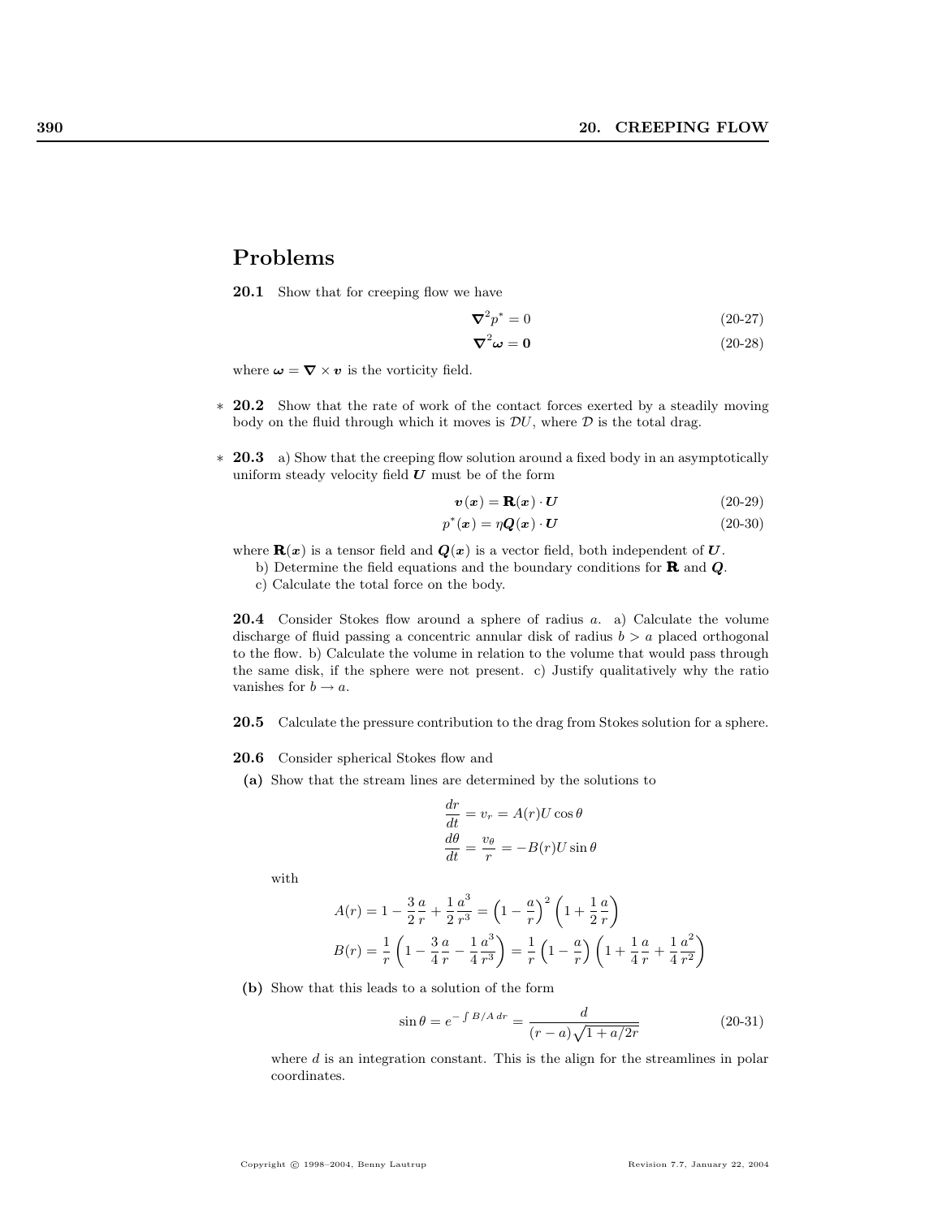## Problems

**20.1** Show that for creeping flow we have

$$\nabla^2 p^* = 0 \tag{20-27}$$

$$\nabla^2 \boldsymbol{\omega} = \mathbf{0} \tag{20-28}$$

where $\boldsymbol{\omega} = \nabla \times \boldsymbol{v}$ is the vorticity field.

\* **20.2** Show that the rate of work of the contact forces exerted by a steadily moving body on the fluid through which it moves is $\mathcal{D}U$, where $\mathcal{D}$ is the total drag.

\* **20.3** a) Show that the creeping flow solution around a fixed body in an asymptotically uniform steady velocity field $\boldsymbol{U}$ must be of the form

$$\boldsymbol{v}(\boldsymbol{x}) = \mathbf{R}(\boldsymbol{x}) \cdot \boldsymbol{U} \tag{20-29}$$

$$p^*(\boldsymbol{x}) = \eta \boldsymbol{Q}(\boldsymbol{x}) \cdot \boldsymbol{U} \tag{20-30}$$

where $\mathbf{R}(\boldsymbol{x})$ is a tensor field and $\boldsymbol{Q}(\boldsymbol{x})$ is a vector field, both independent of $\boldsymbol{U}$.
b) Determine the field equations and the boundary conditions for $\mathbf{R}$ and $\boldsymbol{Q}$.
c) Calculate the total force on the body.

**20.4** Consider Stokes flow around a sphere of radius $a$. a) Calculate the volume discharge of fluid passing a concentric annular disk of radius $b > a$ placed orthogonal to the flow. b) Calculate the volume in relation to the volume that would pass through the same disk, if the sphere were not present. c) Justify qualitatively why the ratio vanishes for $b \to a$.

**20.5** Calculate the pressure contribution to the drag from Stokes solution for a sphere.

**20.6** Consider spherical Stokes flow and

**(a)** Show that the stream lines are determined by the solutions to

$$\frac{dr}{dt} = v_r = A(r)U\cos\theta$$

$$\frac{d\theta}{dt} = \frac{v_\theta}{r} = -B(r)U\sin\theta$$

with

$$A(r) = 1 - \frac{3}{2}\frac{a}{r} + \frac{1}{2}\frac{a^3}{r^3} = \left(1 - \frac{a}{r}\right)^2\left(1 + \frac{1}{2}\frac{a}{r}\right)$$

$$B(r) = \frac{1}{r}\left(1 - \frac{3}{4}\frac{a}{r} - \frac{1}{4}\frac{a^3}{r^3}\right) = \frac{1}{r}\left(1 - \frac{a}{r}\right)\left(1 + \frac{1}{4}\frac{a}{r} + \frac{1}{4}\frac{a^2}{r^2}\right)$$

**(b)** Show that this leads to a solution of the form

$$\sin\theta = e^{-\int B/A\,dr} = \frac{d}{(r-a)\sqrt{1 + a/2r}} \tag{20-31}$$

where $d$ is an integration constant. This is the align for the streamlines in polar coordinates.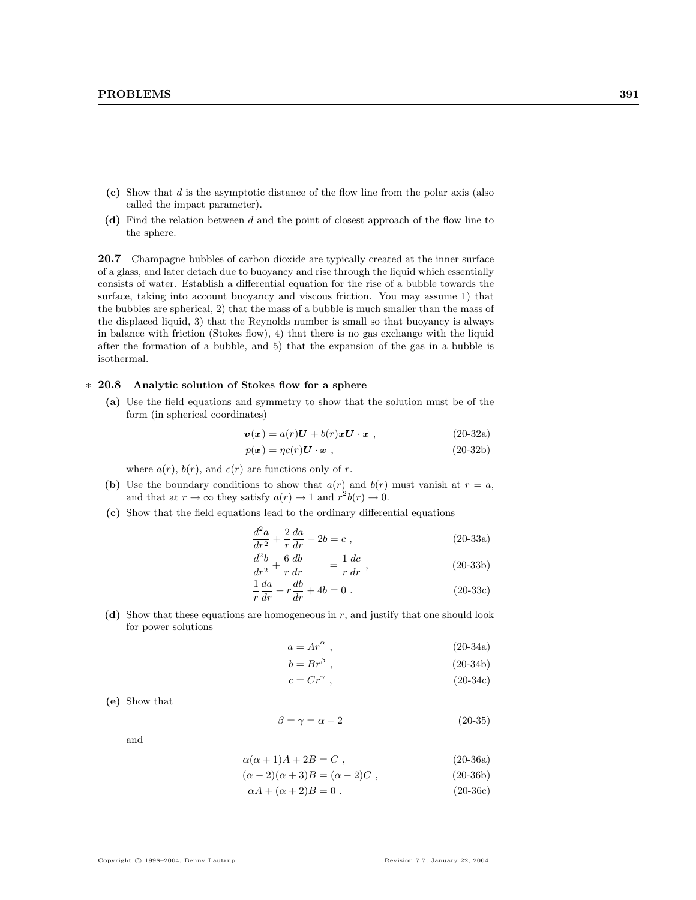**(c)** Show that $d$ is the asymptotic distance of the flow line from the polar axis (also called the impact parameter).

**(d)** Find the relation between $d$ and the point of closest approach of the flow line to the sphere.

**20.7** Champagne bubbles of carbon dioxide are typically created at the inner surface of a glass, and later detach due to buoyancy and rise through the liquid which essentially consists of water. Establish a differential equation for the rise of a bubble towards the surface, taking into account buoyancy and viscous friction. You may assume 1) that the bubbles are spherical, 2) that the mass of a bubble is much smaller than the mass of the displaced liquid, 3) that the Reynolds number is small so that buoyancy is always in balance with friction (Stokes flow), 4) that there is no gas exchange with the liquid after the formation of a bubble, and 5) that the expansion of the gas in a bubble is isothermal.

\* **20.8 Analytic solution of Stokes flow for a sphere**

**(a)** Use the field equations and symmetry to show that the solution must be of the form (in spherical coordinates)

$$\boldsymbol{v}(\boldsymbol{x}) = a(r)\boldsymbol{U} + b(r)\boldsymbol{x}\boldsymbol{U}\cdot\boldsymbol{x} \;, \tag{20-32a}$$

$$p(\boldsymbol{x}) = \eta c(r)\boldsymbol{U}\cdot\boldsymbol{x} \;, \tag{20-32b}$$

where $a(r)$, $b(r)$, and $c(r)$ are functions only of $r$.

**(b)** Use the boundary conditions to show that $a(r)$ and $b(r)$ must vanish at $r = a$, and that at $r \to \infty$ they satisfy $a(r) \to 1$ and $r^2 b(r) \to 0$.

**(c)** Show that the field equations lead to the ordinary differential equations

$$\frac{d^2a}{dr^2} + \frac{2}{r}\frac{da}{dr} + 2b = c \;, \tag{20-33a}$$

$$\frac{d^2b}{dr^2} + \frac{6}{r}\frac{db}{dr} = \frac{1}{r}\frac{dc}{dr} \;, \tag{20-33b}$$

$$\frac{1}{r}\frac{da}{dr} + r\frac{db}{dr} + 4b = 0 \;. \tag{20-33c}$$

**(d)** Show that these equations are homogeneous in $r$, and justify that one should look for power solutions

$$a = Ar^{\alpha} \;, \tag{20-34a}$$

$$b = Br^{\beta} \;, \tag{20-34b}$$

$$c = Cr^{\gamma} \;, \tag{20-34c}$$

**(e)** Show that

$$\beta = \gamma = \alpha - 2 \tag{20-35}$$

and

$$\alpha(\alpha+1)A + 2B = C \;, \tag{20-36a}$$

$$(\alpha-2)(\alpha+3)B = (\alpha-2)C \;, \tag{20-36b}$$

$$\alpha A + (\alpha+2)B = 0 \;. \tag{20-36c}$$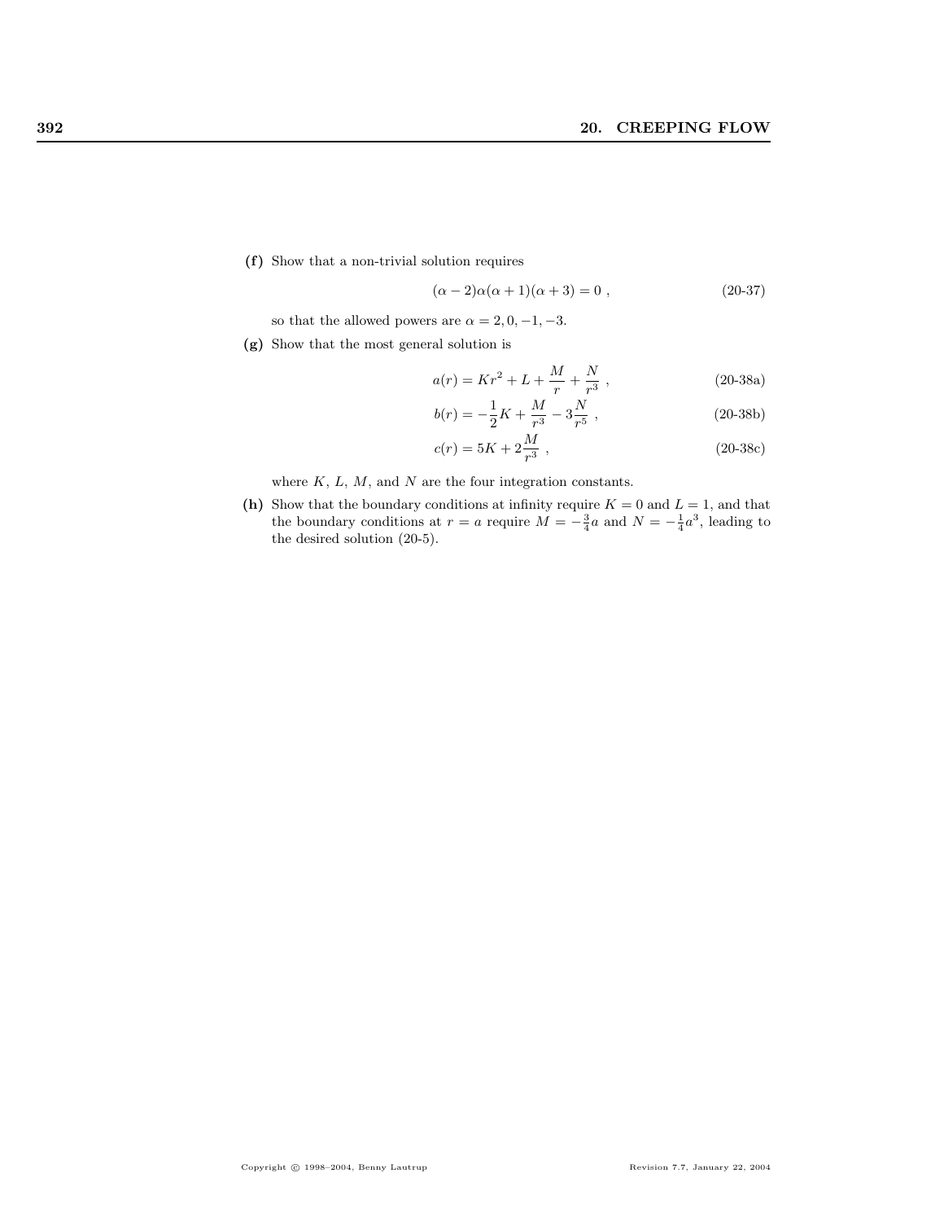**(f)** Show that a non-trivial solution requires

$$(\alpha - 2)\alpha(\alpha + 1)(\alpha + 3) = 0 \ , \tag{20-37}$$

so that the allowed powers are $\alpha = 2, 0, -1, -3$.

**(g)** Show that the most general solution is

$$a(r) = Kr^2 + L + \frac{M}{r} + \frac{N}{r^3} \ , \tag{20-38a}$$

$$b(r) = -\frac{1}{2}K + \frac{M}{r^3} - 3\frac{N}{r^5} \ , \tag{20-38b}$$

$$c(r) = 5K + 2\frac{M}{r^3} \ , \tag{20-38c}$$

where $K$, $L$, $M$, and $N$ are the four integration constants.

**(h)** Show that the boundary conditions at infinity require $K = 0$ and $L = 1$, and that the boundary conditions at $r = a$ require $M = -\frac{3}{4}a$ and $N = -\frac{1}{4}a^3$, leading to the desired solution (20-5).